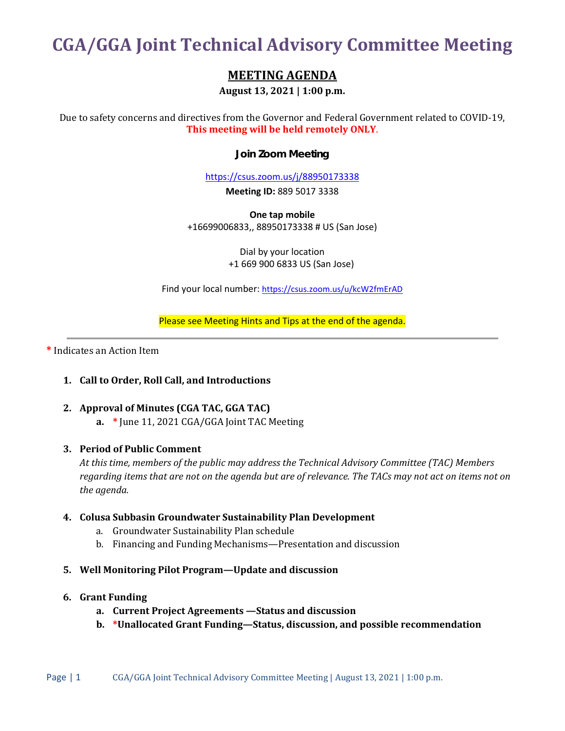# CGA/GGA Joint Technical Advisory Committee Meeting

## MEETING AGENDA

**August 13, 2021 | 1:00 p.m.**

Due to safety concerns and directives from the Governor and Federal Government related to COVID-19, **This meeting will be held remotely ONLY**.

**Join Zoom Meeting**

https://csus.zoom.us/j/88950173338

**Meeting ID:** 889 5017 3338

**One tap mobile**
+16699006833,, 88950173338 # US (San Jose)

Dial by your location
+1 669 900 6833 US (San Jose)

Find your local number: https://csus.zoom.us/u/kcW2fmErAD

Please see Meeting Hints and Tips at the end of the agenda.

---

\* Indicates an Action Item

1. **Call to Order, Roll Call, and Introductions**

2. **Approval of Minutes (CGA TAC, GGA TAC)**
   a. * June 11, 2021 CGA/GGA Joint TAC Meeting

3. **Period of Public Comment**
   *At this time, members of the public may address the Technical Advisory Committee (TAC) Members regarding items that are not on the agenda but are of relevance. The TACs may not act on items not on the agenda.*

4. **Colusa Subbasin Groundwater Sustainability Plan Development**
   a. Groundwater Sustainability Plan schedule
   b. Financing and Funding Mechanisms—Presentation and discussion

5. **Well Monitoring Pilot Program—Update and discussion**

6. **Grant Funding**
   a. **Current Project Agreements —Status and discussion**
   b. ***Unallocated Grant Funding—Status, discussion, and possible recommendation**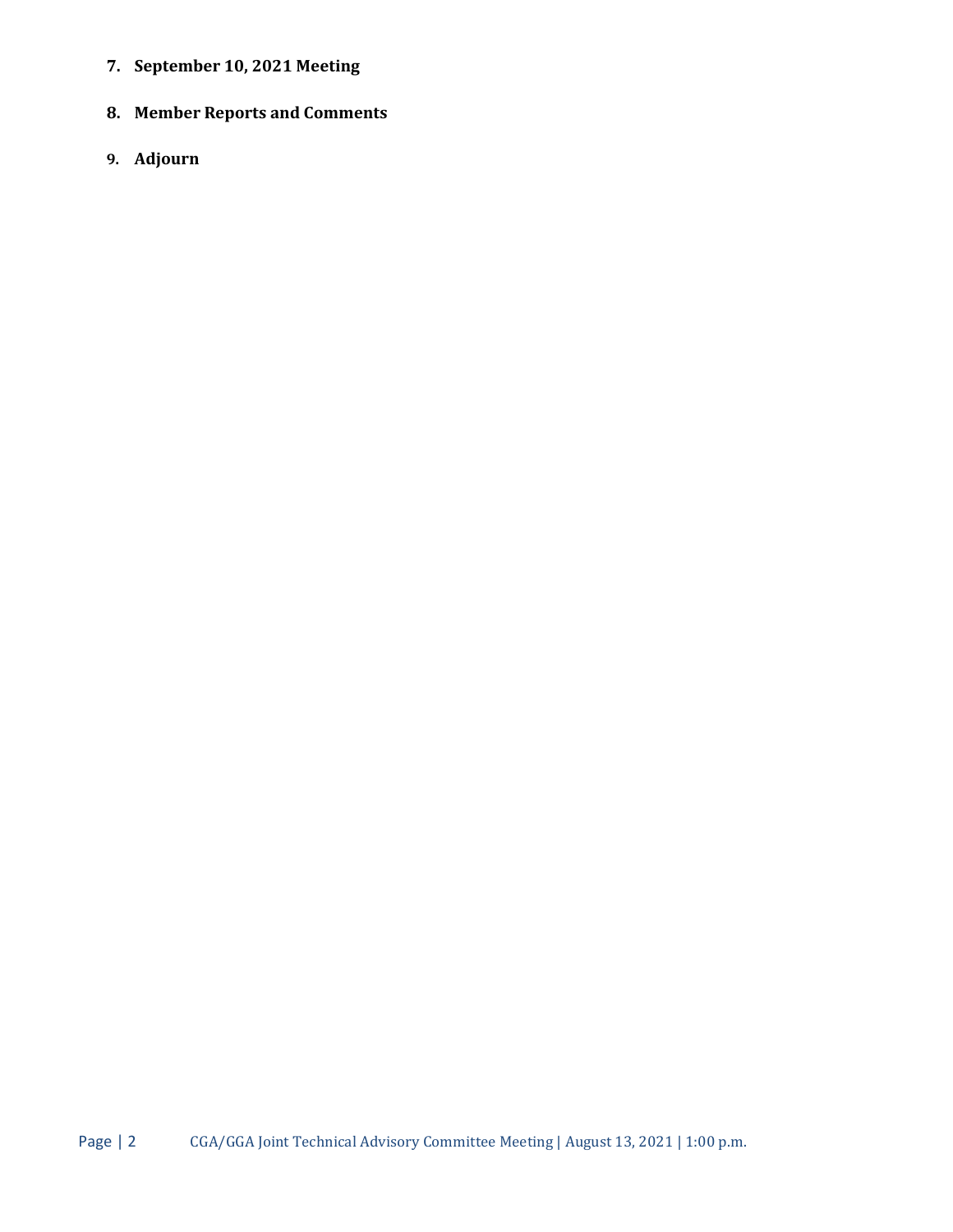7. **September 10, 2021 Meeting**

8. **Member Reports and Comments**

9. **Adjourn**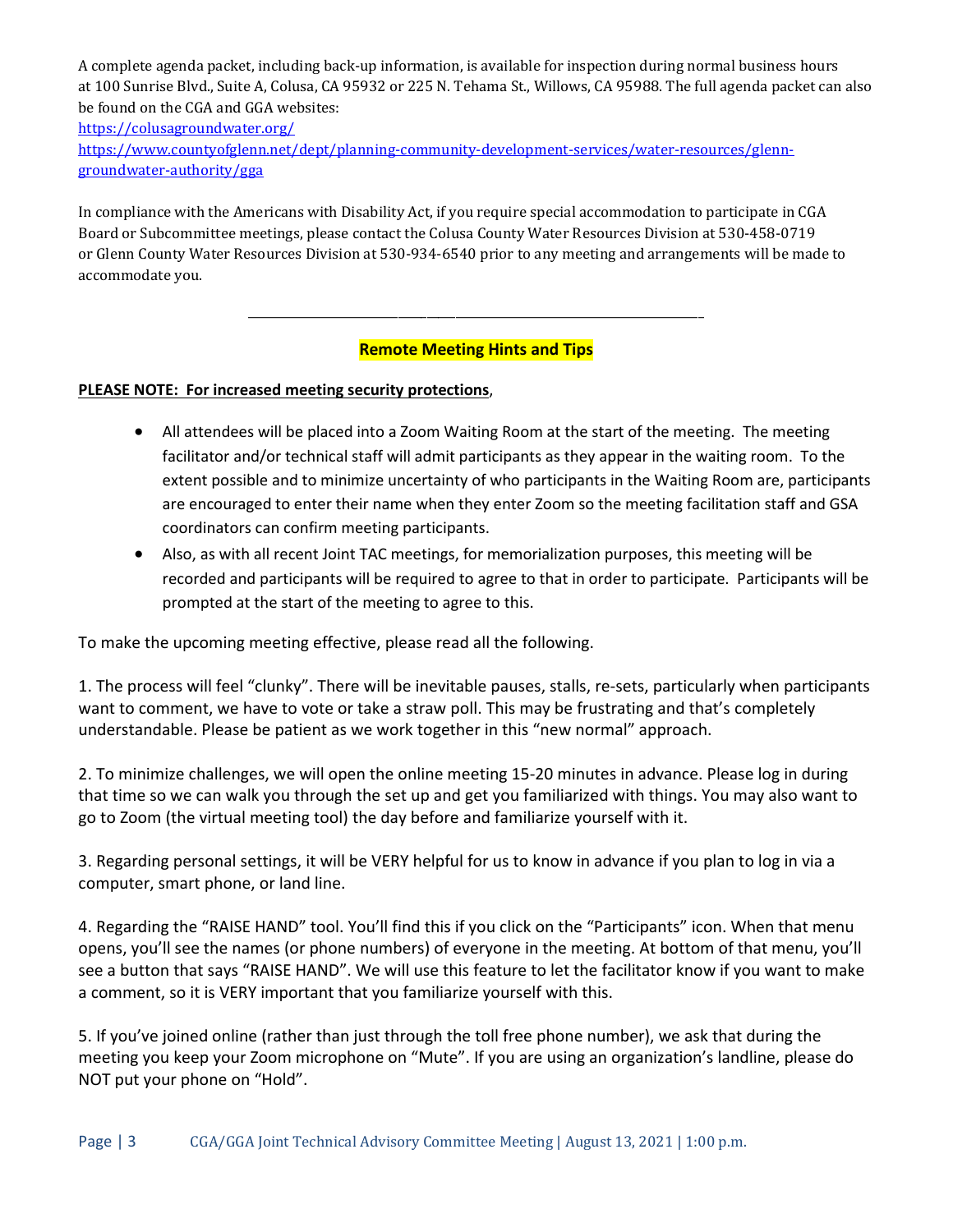A complete agenda packet, including back-up information, is available for inspection during normal business hours at 100 Sunrise Blvd., Suite A, Colusa, CA 95932 or 225 N. Tehama St., Willows, CA 95988. The full agenda packet can also be found on the CGA and GGA websites:
https://colusagroundwater.org/
https://www.countyofglenn.net/dept/planning-community-development-services/water-resources/glenn-groundwater-authority/gga

In compliance with the Americans with Disability Act, if you require special accommodation to participate in CGA Board or Subcommittee meetings, please contact the Colusa County Water Resources Division at 530-458-0719 or Glenn County Water Resources Division at 530-934-6540 prior to any meeting and arrangements will be made to accommodate you.

---

## Remote Meeting Hints and Tips

**PLEASE NOTE: For increased meeting security protections**,

- All attendees will be placed into a Zoom Waiting Room at the start of the meeting. The meeting facilitator and/or technical staff will admit participants as they appear in the waiting room. To the extent possible and to minimize uncertainty of who participants in the Waiting Room are, participants are encouraged to enter their name when they enter Zoom so the meeting facilitation staff and GSA coordinators can confirm meeting participants.
- Also, as with all recent Joint TAC meetings, for memorialization purposes, this meeting will be recorded and participants will be required to agree to that in order to participate. Participants will be prompted at the start of the meeting to agree to this.

To make the upcoming meeting effective, please read all the following.

1. The process will feel "clunky". There will be inevitable pauses, stalls, re-sets, particularly when participants want to comment, we have to vote or take a straw poll. This may be frustrating and that's completely understandable. Please be patient as we work together in this "new normal" approach.

2. To minimize challenges, we will open the online meeting 15-20 minutes in advance. Please log in during that time so we can walk you through the set up and get you familiarized with things. You may also want to go to Zoom (the virtual meeting tool) the day before and familiarize yourself with it.

3. Regarding personal settings, it will be VERY helpful for us to know in advance if you plan to log in via a computer, smart phone, or land line.

4. Regarding the "RAISE HAND" tool. You'll find this if you click on the "Participants" icon. When that menu opens, you'll see the names (or phone numbers) of everyone in the meeting. At bottom of that menu, you'll see a button that says "RAISE HAND". We will use this feature to let the facilitator know if you want to make a comment, so it is VERY important that you familiarize yourself with this.

5. If you've joined online (rather than just through the toll free phone number), we ask that during the meeting you keep your Zoom microphone on "Mute". If you are using an organization's landline, please do NOT put your phone on "Hold".